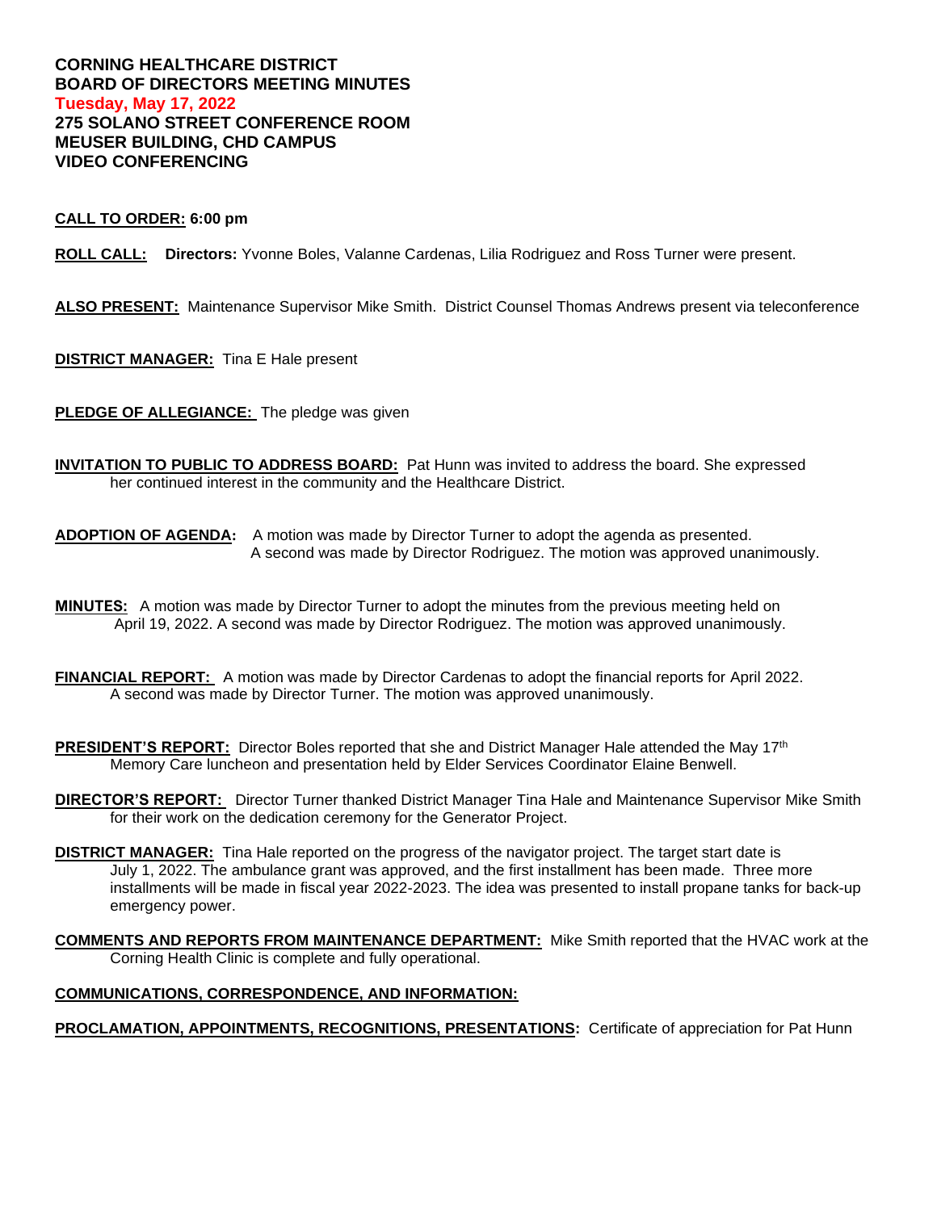# CORNING HEALTHCARE DISTRICT
# BOARD OF DIRECTORS MEETING MINUTES
**Tuesday, May 17, 2022**
**275 SOLANO STREET CONFERENCE ROOM**
**MEUSER BUILDING, CHD CAMPUS**
**VIDEO CONFERENCING**

**CALL TO ORDER: 6:00 pm**

**ROLL CALL:** **Directors:** Yvonne Boles, Valanne Cardenas, Lilia Rodriguez and Ross Turner were present.

**ALSO PRESENT:** Maintenance Supervisor Mike Smith. District Counsel Thomas Andrews present via teleconference

**DISTRICT MANAGER:** Tina E Hale present

**PLEDGE OF ALLEGIANCE:** The pledge was given

**INVITATION TO PUBLIC TO ADDRESS BOARD:** Pat Hunn was invited to address the board. She expressed her continued interest in the community and the Healthcare District.

**ADOPTION OF AGENDA:** A motion was made by Director Turner to adopt the agenda as presented. A second was made by Director Rodriguez. The motion was approved unanimously.

**MINUTES:** A motion was made by Director Turner to adopt the minutes from the previous meeting held on April 19, 2022. A second was made by Director Rodriguez. The motion was approved unanimously.

**FINANCIAL REPORT:** A motion was made by Director Cardenas to adopt the financial reports for April 2022. A second was made by Director Turner. The motion was approved unanimously.

**PRESIDENT'S REPORT:** Director Boles reported that she and District Manager Hale attended the May 17th Memory Care luncheon and presentation held by Elder Services Coordinator Elaine Benwell.

**DIRECTOR'S REPORT:** Director Turner thanked District Manager Tina Hale and Maintenance Supervisor Mike Smith for their work on the dedication ceremony for the Generator Project.

**DISTRICT MANAGER:** Tina Hale reported on the progress of the navigator project. The target start date is July 1, 2022. The ambulance grant was approved, and the first installment has been made. Three more installments will be made in fiscal year 2022-2023. The idea was presented to install propane tanks for back-up emergency power.

**COMMENTS AND REPORTS FROM MAINTENANCE DEPARTMENT:** Mike Smith reported that the HVAC work at the Corning Health Clinic is complete and fully operational.

**COMMUNICATIONS, CORRESPONDENCE, AND INFORMATION:**

**PROCLAMATION, APPOINTMENTS, RECOGNITIONS, PRESENTATIONS:** Certificate of appreciation for Pat Hunn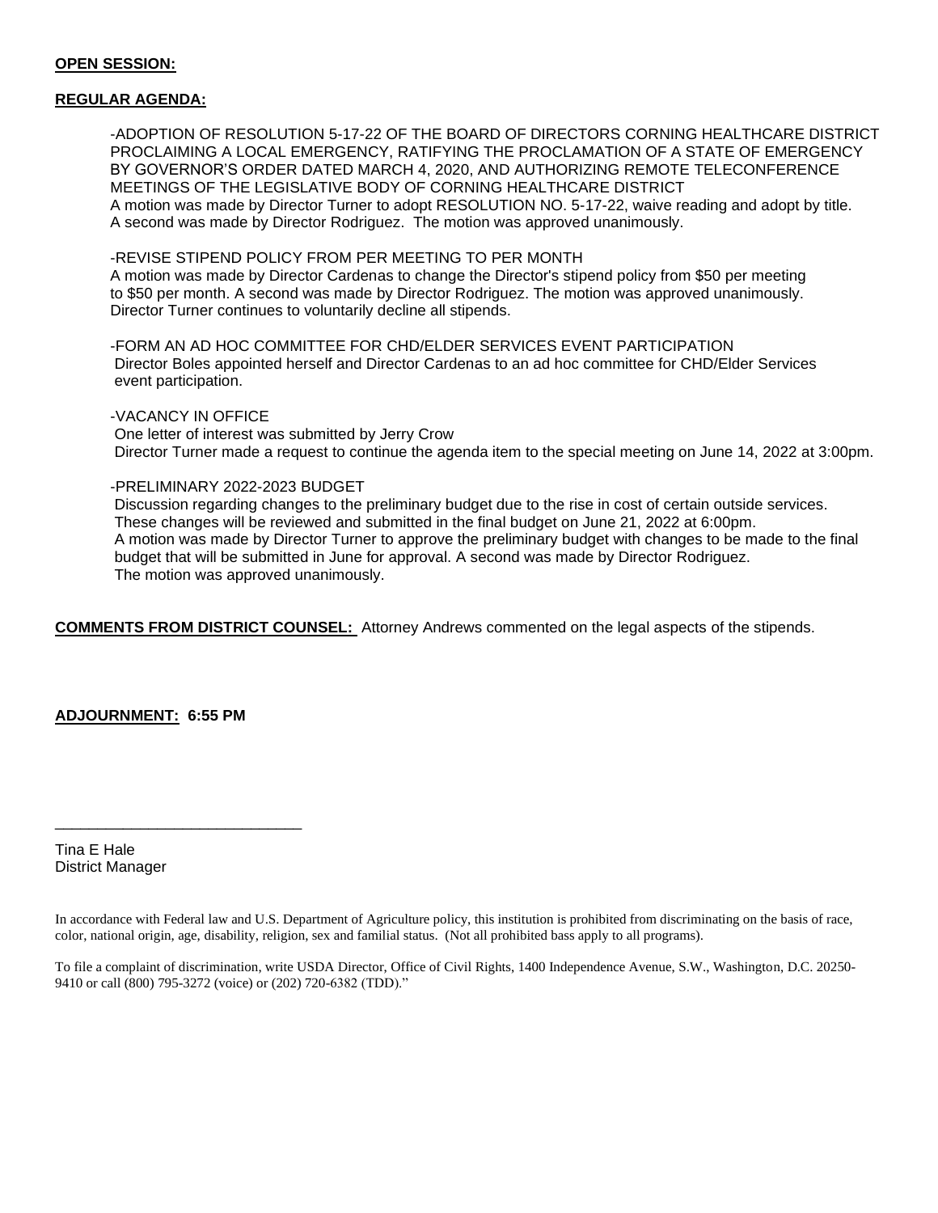**OPEN SESSION:**

**REGULAR AGENDA:**

-ADOPTION OF RESOLUTION 5-17-22 OF THE BOARD OF DIRECTORS CORNING HEALTHCARE DISTRICT PROCLAIMING A LOCAL EMERGENCY, RATIFYING THE PROCLAMATION OF A STATE OF EMERGENCY BY GOVERNOR'S ORDER DATED MARCH 4, 2020, AND AUTHORIZING REMOTE TELECONFERENCE MEETINGS OF THE LEGISLATIVE BODY OF CORNING HEALTHCARE DISTRICT
A motion was made by Director Turner to adopt RESOLUTION NO. 5-17-22, waive reading and adopt by title. A second was made by Director Rodriguez. The motion was approved unanimously.

-REVISE STIPEND POLICY FROM PER MEETING TO PER MONTH
A motion was made by Director Cardenas to change the Director's stipend policy from $50 per meeting to $50 per month. A second was made by Director Rodriguez. The motion was approved unanimously. Director Turner continues to voluntarily decline all stipends.

-FORM AN AD HOC COMMITTEE FOR CHD/ELDER SERVICES EVENT PARTICIPATION
Director Boles appointed herself and Director Cardenas to an ad hoc committee for CHD/Elder Services event participation.

-VACANCY IN OFFICE
One letter of interest was submitted by Jerry Crow
Director Turner made a request to continue the agenda item to the special meeting on June 14, 2022 at 3:00pm.

-PRELIMINARY 2022-2023 BUDGET
Discussion regarding changes to the preliminary budget due to the rise in cost of certain outside services. These changes will be reviewed and submitted in the final budget on June 21, 2022 at 6:00pm.
A motion was made by Director Turner to approve the preliminary budget with changes to be made to the final budget that will be submitted in June for approval. A second was made by Director Rodriguez. The motion was approved unanimously.

**COMMENTS FROM DISTRICT COUNSEL:** Attorney Andrews commented on the legal aspects of the stipends.

**ADJOURNMENT: 6:55 PM**

\_\_\_\_\_\_\_\_\_\_\_\_\_\_\_\_\_\_\_\_\_\_\_\_\_\_\_\_\_\_

Tina E Hale
District Manager

In accordance with Federal law and U.S. Department of Agriculture policy, this institution is prohibited from discriminating on the basis of race, color, national origin, age, disability, religion, sex and familial status. (Not all prohibited bass apply to all programs).

To file a complaint of discrimination, write USDA Director, Office of Civil Rights, 1400 Independence Avenue, S.W., Washington, D.C. 20250-9410 or call (800) 795-3272 (voice) or (202) 720-6382 (TDD)."